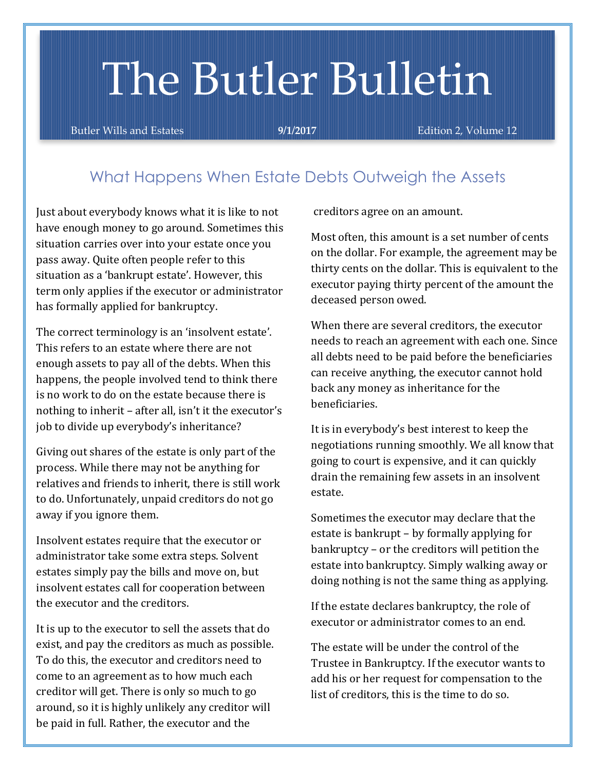# The Butler Bulletin

Butler Wills and Estates **9/1/2017** Edition 2, Volume 12

## What Happens When Estate Debts Outweigh the Assets

Just about everybody knows what it is like to not have enough money to go around. Sometimes this situation carries over into your estate once you pass away. Quite often people refer to this situation as a 'bankrupt estate'. However, this term only applies if the executor or administrator has formally applied for bankruptcy.

The correct terminology is an 'insolvent estate'. This refers to an estate where there are not enough assets to pay all of the debts. When this happens, the people involved tend to think there is no work to do on the estate because there is nothing to inherit – after all, isn't it the executor's job to divide up everybody's inheritance?

Giving out shares of the estate is only part of the process. While there may not be anything for relatives and friends to inherit, there is still work to do. Unfortunately, unpaid creditors do not go away if you ignore them.

Insolvent estates require that the executor or administrator take some extra steps. Solvent estates simply pay the bills and move on, but insolvent estates call for cooperation between the executor and the creditors.

It is up to the executor to sell the assets that do exist, and pay the creditors as much as possible. To do this, the executor and creditors need to come to an agreement as to how much each creditor will get. There is only so much to go around, so it is highly unlikely any creditor will be paid in full. Rather, the executor and the creditors agree on an amount.

Most often, this amount is a set number of cents on the dollar. For example, the agreement may be thirty cents on the dollar. This is equivalent to the executor paying thirty percent of the amount the deceased person owed.

When there are several creditors, the executor needs to reach an agreement with each one. Since all debts need to be paid before the beneficiaries can receive anything, the executor cannot hold back any money as inheritance for the beneficiaries.

It is in everybody's best interest to keep the negotiations running smoothly. We all know that going to court is expensive, and it can quickly drain the remaining few assets in an insolvent estate.

Sometimes the executor may declare that the estate is bankrupt – by formally applying for bankruptcy – or the creditors will petition the estate into bankruptcy. Simply walking away or doing nothing is not the same thing as applying.

If the estate declares bankruptcy, the role of executor or administrator comes to an end.

The estate will be under the control of the Trustee in Bankruptcy. If the executor wants to add his or her request for compensation to the list of creditors, this is the time to do so.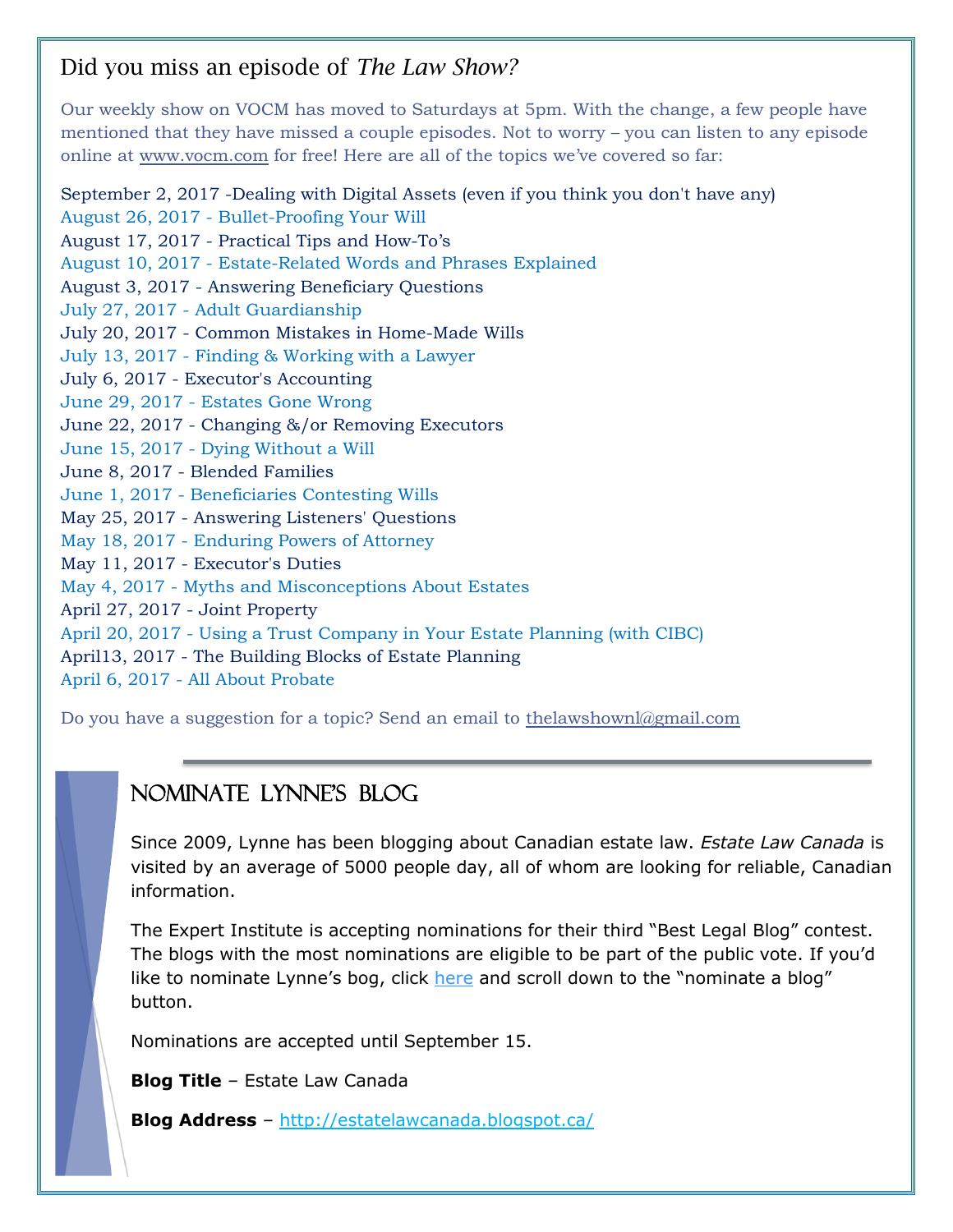## Did you miss an episode of *The Law Show?*

Our weekly show on VOCM has moved to Saturdays at 5pm. With the change, a few people have mentioned that they have missed a couple episodes. Not to worry – you can listen to any episode online at www.vocm.com for free! Here are all of the topics we've covered so far:

September 2, 2017 -Dealing with Digital Assets (even if you think you don't have any)
August 26, 2017 - Bullet-Proofing Your Will
August 17, 2017 - Practical Tips and How-To's
August 10, 2017 - Estate-Related Words and Phrases Explained
August 3, 2017 - Answering Beneficiary Questions
July 27, 2017 - Adult Guardianship
July 20, 2017 - Common Mistakes in Home-Made Wills
July 13, 2017 - Finding & Working with a Lawyer
July 6, 2017 - Executor's Accounting
June 29, 2017 - Estates Gone Wrong
June 22, 2017 - Changing &/or Removing Executors
June 15, 2017 - Dying Without a Will
June 8, 2017 - Blended Families
June 1, 2017 - Beneficiaries Contesting Wills
May 25, 2017 - Answering Listeners' Questions
May 18, 2017 - Enduring Powers of Attorney
May 11, 2017 - Executor's Duties
May 4, 2017 - Myths and Misconceptions About Estates
April 27, 2017 - Joint Property
April 20, 2017 - Using a Trust Company in Your Estate Planning (with CIBC)
April13, 2017 - The Building Blocks of Estate Planning
April 6, 2017 - All About Probate

Do you have a suggestion for a topic? Send an email to thelawshownl@gmail.com

## NOMINATE LYNNE'S BLOG

Since 2009, Lynne has been blogging about Canadian estate law. *Estate Law Canada* is visited by an average of 5000 people day, all of whom are looking for reliable, Canadian information.

The Expert Institute is accepting nominations for their third "Best Legal Blog" contest. The blogs with the most nominations are eligible to be part of the public vote. If you'd like to nominate Lynne's bog, click here and scroll down to the "nominate a blog" button.

Nominations are accepted until September 15.

**Blog Title** – Estate Law Canada

**Blog Address** – http://estatelawcanada.blogspot.ca/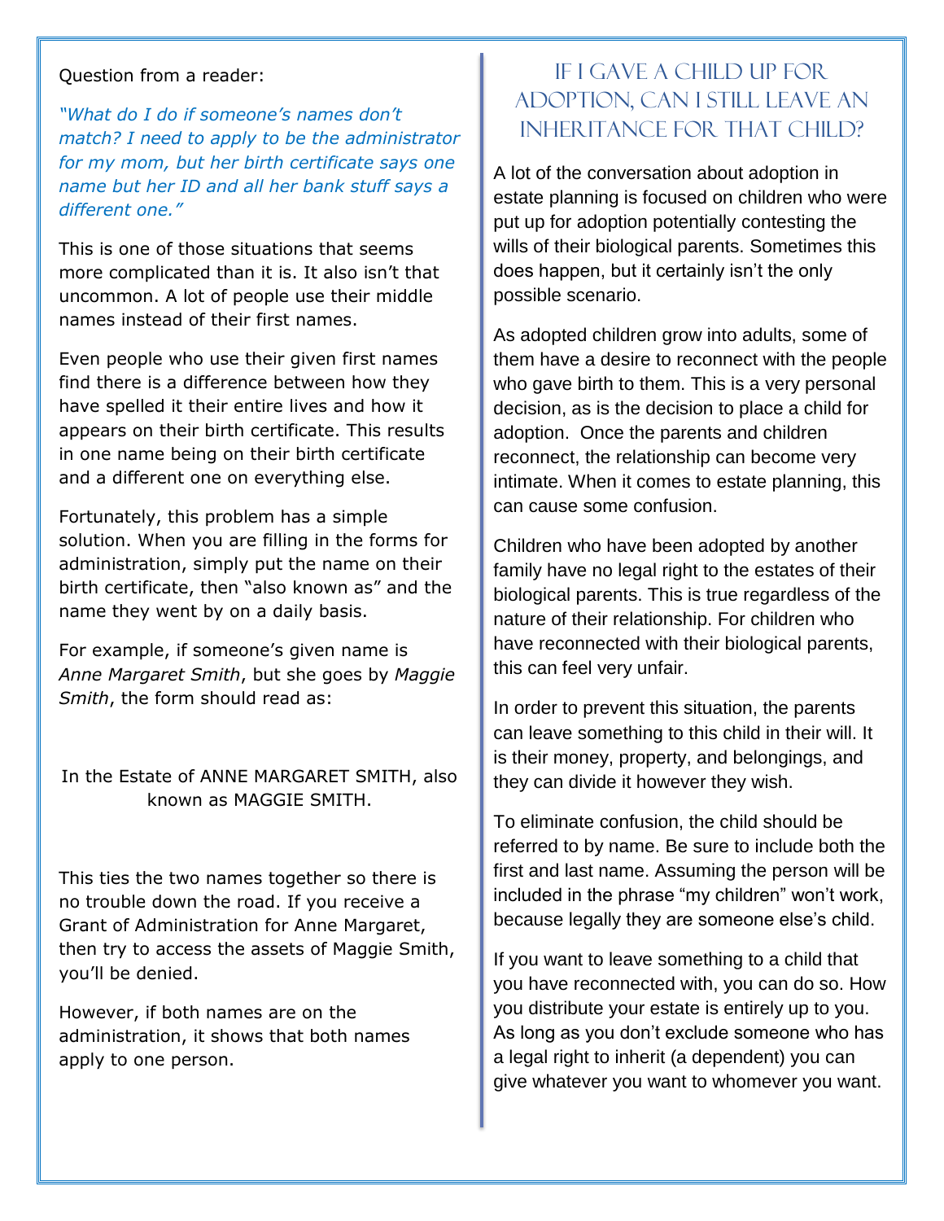Question from a reader:

*"What do I do if someone's names don't match? I need to apply to be the administrator for my mom, but her birth certificate says one name but her ID and all her bank stuff says a different one."*

This is one of those situations that seems more complicated than it is. It also isn't that uncommon. A lot of people use their middle names instead of their first names.

Even people who use their given first names find there is a difference between how they have spelled it their entire lives and how it appears on their birth certificate. This results in one name being on their birth certificate and a different one on everything else.

Fortunately, this problem has a simple solution. When you are filling in the forms for administration, simply put the name on their birth certificate, then "also known as" and the name they went by on a daily basis.

For example, if someone's given name is *Anne Margaret Smith*, but she goes by *Maggie Smith*, the form should read as:

In the Estate of ANNE MARGARET SMITH, also known as MAGGIE SMITH.

This ties the two names together so there is no trouble down the road. If you receive a Grant of Administration for Anne Margaret, then try to access the assets of Maggie Smith, you'll be denied.

However, if both names are on the administration, it shows that both names apply to one person.

## If I Gave a Child Up for Adoption, Can I Still Leave an Inheritance for That Child?

A lot of the conversation about adoption in estate planning is focused on children who were put up for adoption potentially contesting the wills of their biological parents. Sometimes this does happen, but it certainly isn't the only possible scenario.

As adopted children grow into adults, some of them have a desire to reconnect with the people who gave birth to them. This is a very personal decision, as is the decision to place a child for adoption. Once the parents and children reconnect, the relationship can become very intimate. When it comes to estate planning, this can cause some confusion.

Children who have been adopted by another family have no legal right to the estates of their biological parents. This is true regardless of the nature of their relationship. For children who have reconnected with their biological parents, this can feel very unfair.

In order to prevent this situation, the parents can leave something to this child in their will. It is their money, property, and belongings, and they can divide it however they wish.

To eliminate confusion, the child should be referred to by name. Be sure to include both the first and last name. Assuming the person will be included in the phrase "my children" won't work, because legally they are someone else's child.

If you want to leave something to a child that you have reconnected with, you can do so. How you distribute your estate is entirely up to you. As long as you don't exclude someone who has a legal right to inherit (a dependent) you can give whatever you want to whomever you want.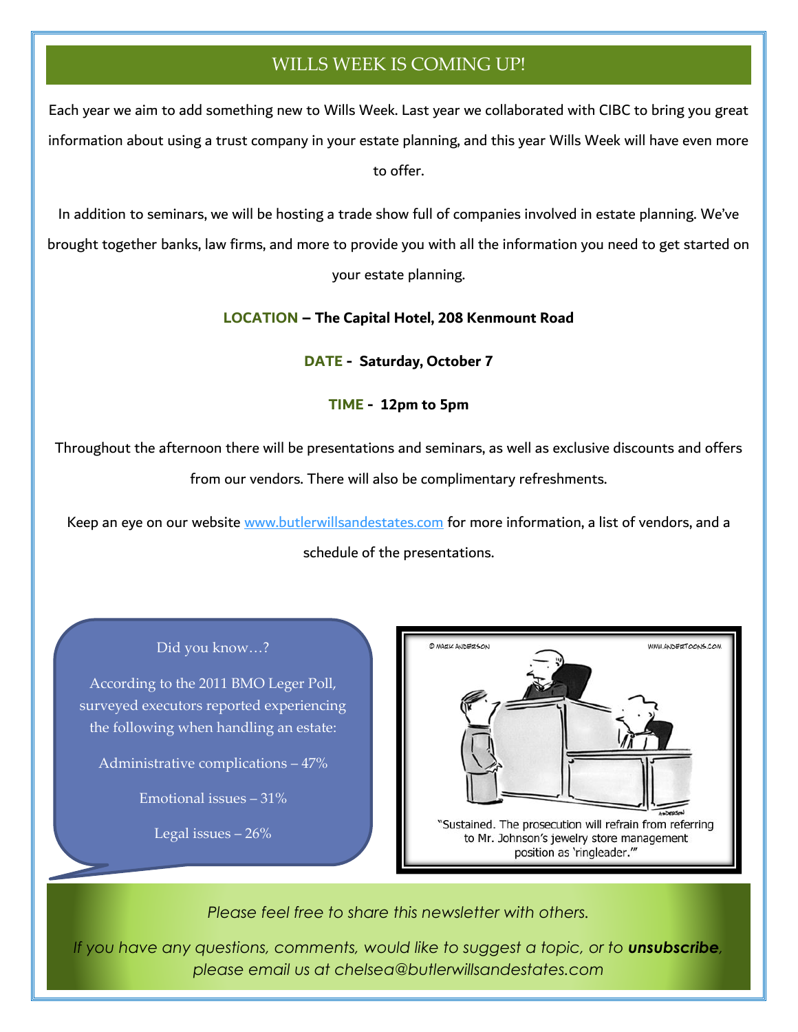## WILLS WEEK IS COMING UP!

Each year we aim to add something new to Wills Week. Last year we collaborated with CIBC to bring you great information about using a trust company in your estate planning, and this year Wills Week will have even more to offer.

In addition to seminars, we will be hosting a trade show full of companies involved in estate planning. We've brought together banks, law firms, and more to provide you with all the information you need to get started on your estate planning.

**LOCATION – The Capital Hotel, 208 Kenmount Road**

**DATE - Saturday, October 7**

**TIME - 12pm to 5pm**

Throughout the afternoon there will be presentations and seminars, as well as exclusive discounts and offers from our vendors. There will also be complimentary refreshments.

Keep an eye on our website www.butlerwillsandestates.com for more information, a list of vendors, and a schedule of the presentations.

Did you know…?

According to the 2011 BMO Leger Poll, surveyed executors reported experiencing the following when handling an estate:

Administrative complications – 47%

Emotional issues – 31%

Legal issues – 26%

© MARK ANDERSON WWW.ANDERTOONS.COM

"Sustained. The prosecution will refrain from referring to Mr. Johnson's jewelry store management position as 'ringleader.'"

*Please feel free to share this newsletter with others.*

*If you have any questions, comments, would like to suggest a topic, or to* ***unsubscribe****, please email us at chelsea@butlerwillsandestates.com*